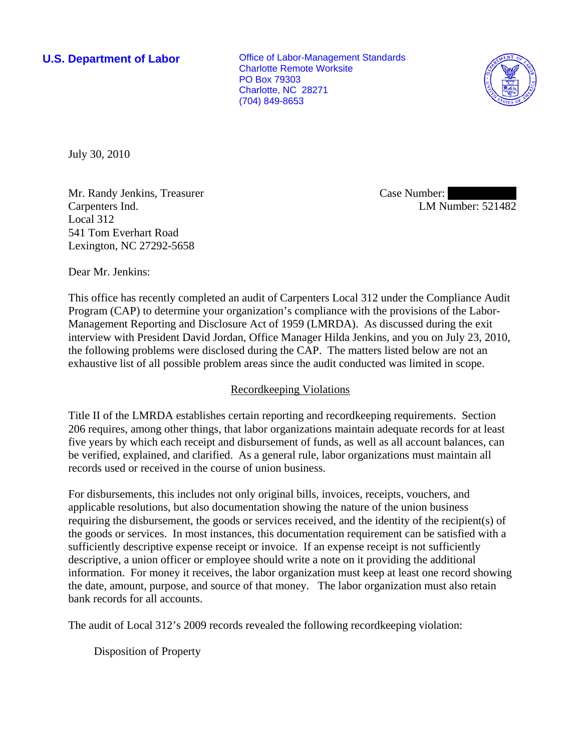**U.S. Department of Labor**

Office of Labor-Management Standards
Charlotte Remote Worksite
PO Box 79303
Charlotte, NC 28271
(704) 849-8653

July 30, 2010

Mr. Randy Jenkins, Treasurer
Carpenters Ind.
Local 312
541 Tom Everhart Road
Lexington, NC 27292-5658

Case Number: 
LM Number: 521482

Dear Mr. Jenkins:

This office has recently completed an audit of Carpenters Local 312 under the Compliance Audit Program (CAP) to determine your organization's compliance with the provisions of the Labor-Management Reporting and Disclosure Act of 1959 (LMRDA). As discussed during the exit interview with President David Jordan, Office Manager Hilda Jenkins, and you on July 23, 2010, the following problems were disclosed during the CAP. The matters listed below are not an exhaustive list of all possible problem areas since the audit conducted was limited in scope.

## Recordkeeping Violations

Title II of the LMRDA establishes certain reporting and recordkeeping requirements. Section 206 requires, among other things, that labor organizations maintain adequate records for at least five years by which each receipt and disbursement of funds, as well as all account balances, can be verified, explained, and clarified. As a general rule, labor organizations must maintain all records used or received in the course of union business.

For disbursements, this includes not only original bills, invoices, receipts, vouchers, and applicable resolutions, but also documentation showing the nature of the union business requiring the disbursement, the goods or services received, and the identity of the recipient(s) of the goods or services. In most instances, this documentation requirement can be satisfied with a sufficiently descriptive expense receipt or invoice. If an expense receipt is not sufficiently descriptive, a union officer or employee should write a note on it providing the additional information. For money it receives, the labor organization must keep at least one record showing the date, amount, purpose, and source of that money. The labor organization must also retain bank records for all accounts.

The audit of Local 312's 2009 records revealed the following recordkeeping violation:

Disposition of Property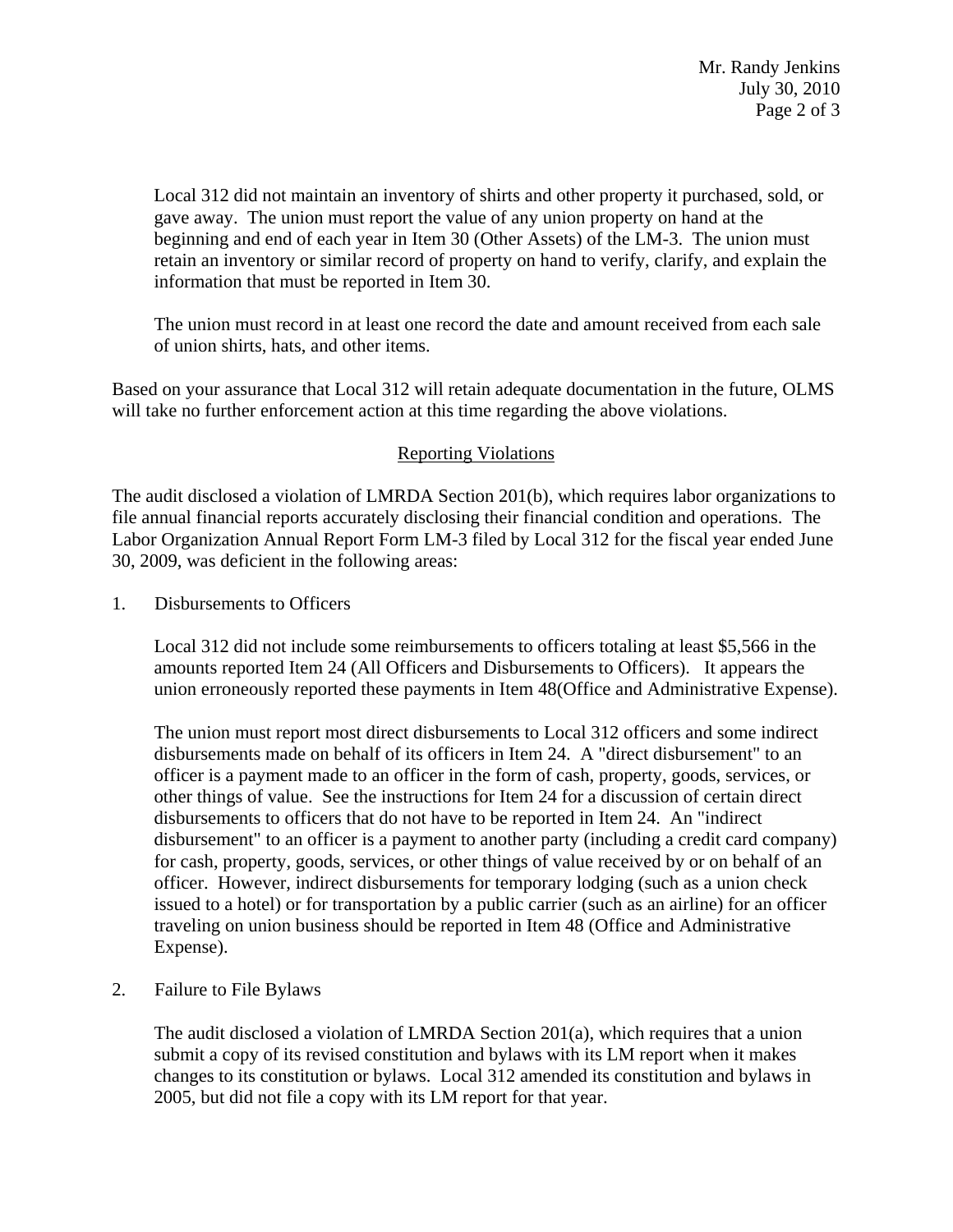Local 312 did not maintain an inventory of shirts and other property it purchased, sold, or gave away. The union must report the value of any union property on hand at the beginning and end of each year in Item 30 (Other Assets) of the LM-3. The union must retain an inventory or similar record of property on hand to verify, clarify, and explain the information that must be reported in Item 30.

The union must record in at least one record the date and amount received from each sale of union shirts, hats, and other items.

Based on your assurance that Local 312 will retain adequate documentation in the future, OLMS will take no further enforcement action at this time regarding the above violations.

## Reporting Violations

The audit disclosed a violation of LMRDA Section 201(b), which requires labor organizations to file annual financial reports accurately disclosing their financial condition and operations. The Labor Organization Annual Report Form LM-3 filed by Local 312 for the fiscal year ended June 30, 2009, was deficient in the following areas:

1. Disbursements to Officers

   Local 312 did not include some reimbursements to officers totaling at least $5,566 in the amounts reported Item 24 (All Officers and Disbursements to Officers). It appears the union erroneously reported these payments in Item 48(Office and Administrative Expense).

   The union must report most direct disbursements to Local 312 officers and some indirect disbursements made on behalf of its officers in Item 24. A "direct disbursement" to an officer is a payment made to an officer in the form of cash, property, goods, services, or other things of value. See the instructions for Item 24 for a discussion of certain direct disbursements to officers that do not have to be reported in Item 24. An "indirect disbursement" to an officer is a payment to another party (including a credit card company) for cash, property, goods, services, or other things of value received by or on behalf of an officer. However, indirect disbursements for temporary lodging (such as a union check issued to a hotel) or for transportation by a public carrier (such as an airline) for an officer traveling on union business should be reported in Item 48 (Office and Administrative Expense).

2. Failure to File Bylaws

   The audit disclosed a violation of LMRDA Section 201(a), which requires that a union submit a copy of its revised constitution and bylaws with its LM report when it makes changes to its constitution or bylaws. Local 312 amended its constitution and bylaws in 2005, but did not file a copy with its LM report for that year.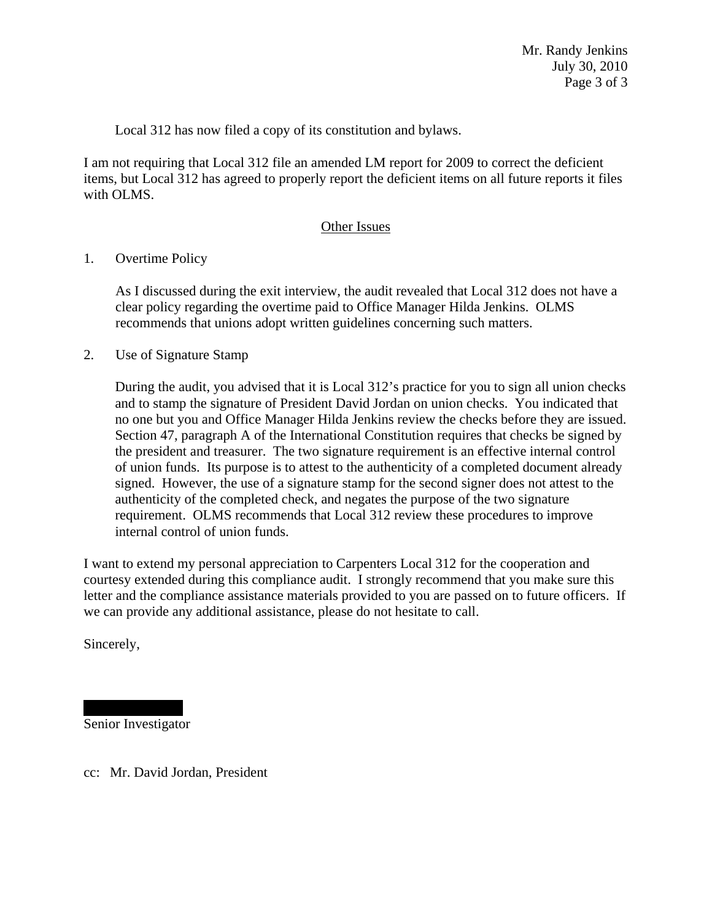Local 312 has now filed a copy of its constitution and bylaws.

I am not requiring that Local 312 file an amended LM report for 2009 to correct the deficient items, but Local 312 has agreed to properly report the deficient items on all future reports it files with OLMS.

## Other Issues

1. Overtime Policy

   As I discussed during the exit interview, the audit revealed that Local 312 does not have a clear policy regarding the overtime paid to Office Manager Hilda Jenkins. OLMS recommends that unions adopt written guidelines concerning such matters.

2. Use of Signature Stamp

   During the audit, you advised that it is Local 312's practice for you to sign all union checks and to stamp the signature of President David Jordan on union checks. You indicated that no one but you and Office Manager Hilda Jenkins review the checks before they are issued. Section 47, paragraph A of the International Constitution requires that checks be signed by the president and treasurer. The two signature requirement is an effective internal control of union funds. Its purpose is to attest to the authenticity of a completed document already signed. However, the use of a signature stamp for the second signer does not attest to the authenticity of the completed check, and negates the purpose of the two signature requirement. OLMS recommends that Local 312 review these procedures to improve internal control of union funds.

I want to extend my personal appreciation to Carpenters Local 312 for the cooperation and courtesy extended during this compliance audit. I strongly recommend that you make sure this letter and the compliance assistance materials provided to you are passed on to future officers. If we can provide any additional assistance, please do not hesitate to call.

Sincerely,

Senior Investigator

cc: Mr. David Jordan, President